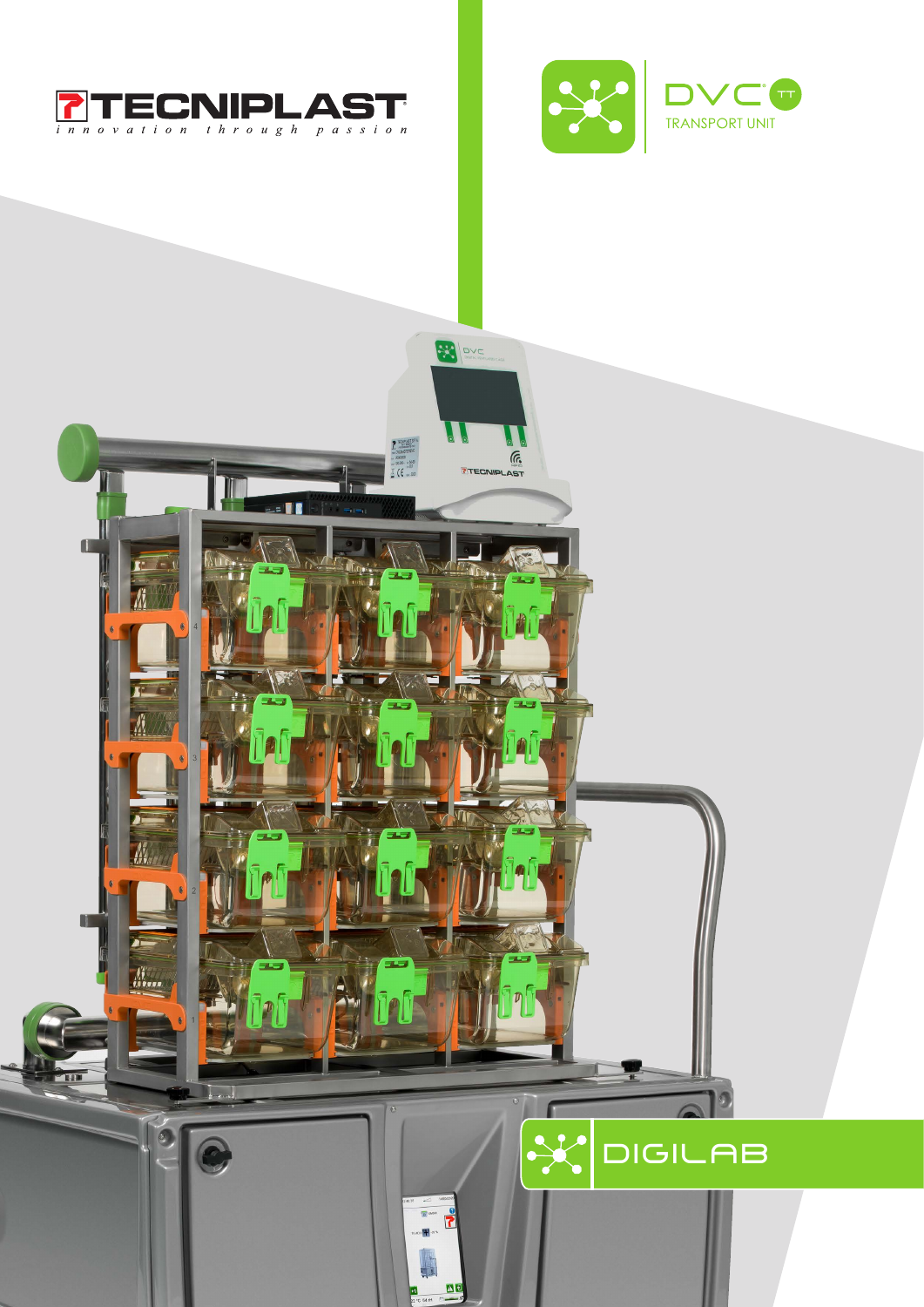TECNIPLAST

*innovation through passion*

# DVC® TT

TRANSPORT UNIT

DIGILAB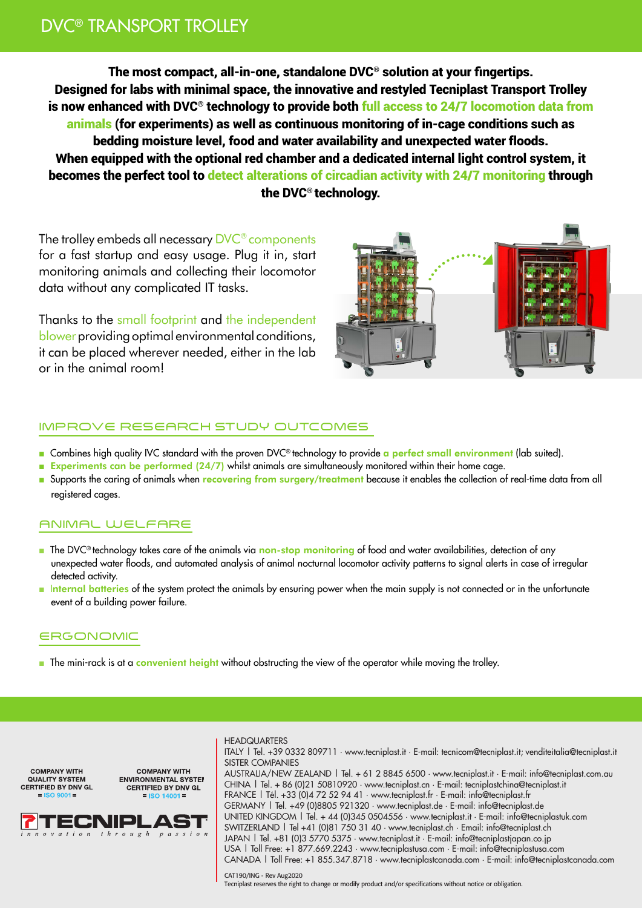# DVC® TRANSPORT TROLLEY

**The most compact, all-in-one, standalone DVC® solution at your fingertips. Designed for labs with minimal space, the innovative and restyled Tecniplast Transport Trolley is now enhanced with DVC® technology to provide both full access to 24/7 locomotion data from animals (for experiments) as well as continuous monitoring of in-cage conditions such as bedding moisture level, food and water availability and unexpected water floods. When equipped with the optional red chamber and a dedicated internal light control system, it becomes the perfect tool to detect alterations of circadian activity with 24/7 monitoring through the DVC® technology.**

The trolley embeds all necessary DVC® components for a fast startup and easy usage. Plug it in, start monitoring animals and collecting their locomotor data without any complicated IT tasks.

Thanks to the small footprint and the independent blower providing optimal environmental conditions, it can be placed wherever needed, either in the lab or in the animal room!

## IMPROVE RESEARCH STUDY OUTCOMES

- Combines high quality IVC standard with the proven DVC® technology to provide **a perfect small environment** (lab suited).
- **Experiments can be performed (24/7)** whilst animals are simultaneously monitored within their home cage.
- Supports the caring of animals when **recovering from surgery/treatment** because it enables the collection of real-time data from all registered cages.

## ANIMAL WELFARE

- The DVC® technology takes care of the animals via **non-stop monitoring** of food and water availabilities, detection of any unexpected water floods, and automated analysis of animal nocturnal locomotor activity patterns to signal alerts in case of irregular detected activity.
- **Internal batteries** of the system protect the animals by ensuring power when the main supply is not connected or in the unfortunate event of a building power failure.

## ERGONOMIC

- The mini-rack is at a **convenient height** without obstructing the view of the operator while moving the trolley.

COMPANY WITH QUALITY SYSTEM CERTIFIED BY DNV GL = ISO 9001 =

COMPANY WITH ENVIRONMENTAL SYSTEM CERTIFIED BY DNV GL = ISO 14001 =

TECNIPLAST
innovation through passion

HEADQUARTERS
ITALY | Tel. +39 0332 809711 · www.tecniplast.it · E-mail: tecnicom@tecniplast.it; venditeitalia@tecniplast.it
SISTER COMPANIES
AUSTRALIA/NEW ZEALAND | Tel. + 61 2 8845 6500 · www.tecniplast.it · E-mail: info@tecniplast.com.au
CHINA | Tel. + 86 (0)21 50810920 · www.tecniplast.cn · E-mail: tecniplastchina@tecniplast.it
FRANCE | Tél. +33 (0)4 72 52 94 41 · www.tecniplast.fr · E-mail: info@tecniplast.fr
GERMANY | Tel. +49 (0)8805 921320 · www.tecniplast.de · E-mail: info@tecniplast.de
UNITED KINGDOM | Tel. + 44 (0)345 0504556 · www.tecniplast.it · E-mail: info@tecniplastuk.com
SWITZERLAND | Tel +41 (0)81 750 31 40 · www.tecniplast.ch · Email: info@tecniplast.ch
JAPAN | Tel. +81 (0)3 5770 5375 · www.tecniplast.it · E-mail: info@tecniplastjapan.co.jp
USA | Toll Free: +1 877.669.2243 · www.tecniplastusa.com · E-mail: info@tecniplastusa.com
CANADA | Toll Free: +1 855.347.8718 · www.tecniplastcanada.com · E-mail: info@tecniplastcanada.com

CAT190/ING - Rev Aug2020
Tecniplast reserves the right to change or modify product and/or specifications without notice or obligation.